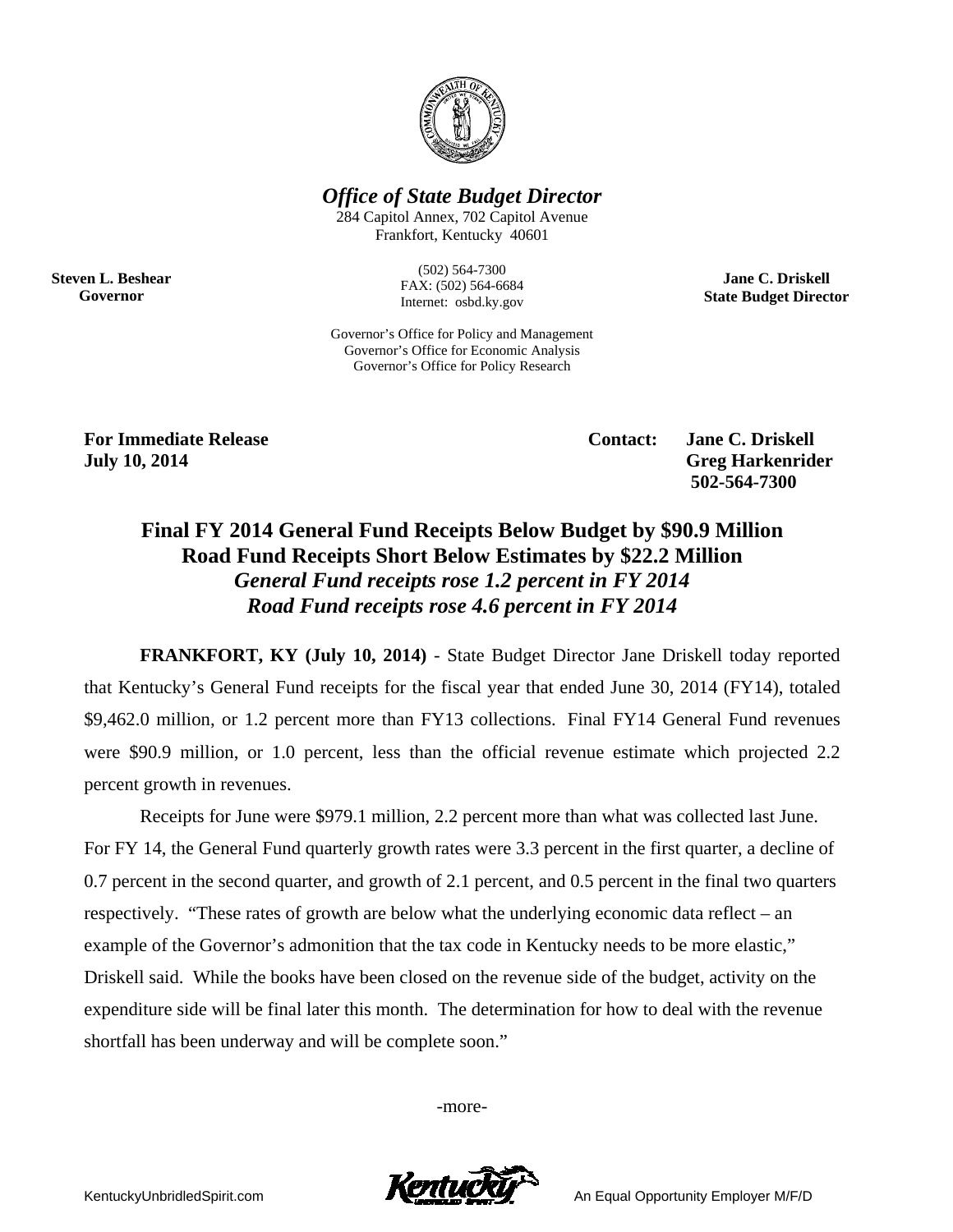## *Office of State Budget Director*

284 Capitol Annex, 702 Capitol Avenue
Frankfort, Kentucky 40601

(502) 564-7300
FAX: (502) 564-6684
Internet: osbd.ky.gov

**Steven L. Beshear**
**Governor**

**Jane C. Driskell**
**State Budget Director**

Governor's Office for Policy and Management
Governor's Office for Economic Analysis
Governor's Office for Policy Research

**For Immediate Release**
**July 10, 2014**

**Contact: Jane C. Driskell**
**Greg Harkenrider**
**502-564-7300**

# Final FY 2014 General Fund Receipts Below Budget by $90.9 Million
# Road Fund Receipts Short Below Estimates by $22.2 Million
### *General Fund receipts rose 1.2 percent in FY 2014*
### *Road Fund receipts rose 4.6 percent in FY 2014*

**FRANKFORT, KY (July 10, 2014)** - State Budget Director Jane Driskell today reported that Kentucky's General Fund receipts for the fiscal year that ended June 30, 2014 (FY14), totaled $9,462.0 million, or 1.2 percent more than FY13 collections. Final FY14 General Fund revenues were $90.9 million, or 1.0 percent, less than the official revenue estimate which projected 2.2 percent growth in revenues.

Receipts for June were $979.1 million, 2.2 percent more than what was collected last June. For FY 14, the General Fund quarterly growth rates were 3.3 percent in the first quarter, a decline of 0.7 percent in the second quarter, and growth of 2.1 percent, and 0.5 percent in the final two quarters respectively. "These rates of growth are below what the underlying economic data reflect – an example of the Governor's admonition that the tax code in Kentucky needs to be more elastic," Driskell said. While the books have been closed on the revenue side of the budget, activity on the expenditure side will be final later this month. The determination for how to deal with the revenue shortfall has been underway and will be complete soon."

-more-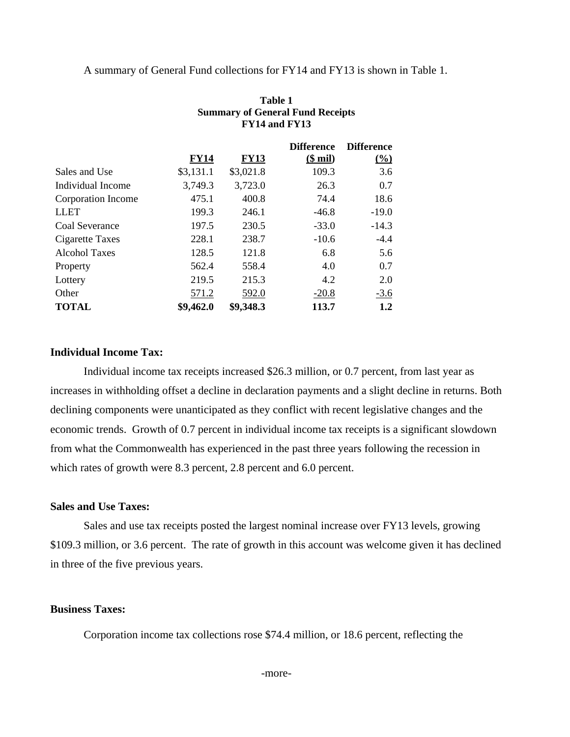A summary of General Fund collections for FY14 and FY13 is shown in Table 1.

**Table 1**
**Summary of General Fund Receipts**
**FY14 and FY13**

| | FY14 | FY13 | Difference ($ mil) | Difference (%) |
|---|---|---|---|---|
| Sales and Use | $3,131.1 | $3,021.8 | 109.3 | 3.6 |
| Individual Income | 3,749.3 | 3,723.0 | 26.3 | 0.7 |
| Corporation Income | 475.1 | 400.8 | 74.4 | 18.6 |
| LLET | 199.3 | 246.1 | -46.8 | -19.0 |
| Coal Severance | 197.5 | 230.5 | -33.0 | -14.3 |
| Cigarette Taxes | 228.1 | 238.7 | -10.6 | -4.4 |
| Alcohol Taxes | 128.5 | 121.8 | 6.8 | 5.6 |
| Property | 562.4 | 558.4 | 4.0 | 0.7 |
| Lottery | 219.5 | 215.3 | 4.2 | 2.0 |
| Other | 571.2 | 592.0 | -20.8 | -3.6 |
| **TOTAL** | **$9,462.0** | **$9,348.3** | **113.7** | **1.2** |

**Individual Income Tax:**

Individual income tax receipts increased $26.3 million, or 0.7 percent, from last year as increases in withholding offset a decline in declaration payments and a slight decline in returns. Both declining components were unanticipated as they conflict with recent legislative changes and the economic trends. Growth of 0.7 percent in individual income tax receipts is a significant slowdown from what the Commonwealth has experienced in the past three years following the recession in which rates of growth were 8.3 percent, 2.8 percent and 6.0 percent.

**Sales and Use Taxes:**

Sales and use tax receipts posted the largest nominal increase over FY13 levels, growing $109.3 million, or 3.6 percent. The rate of growth in this account was welcome given it has declined in three of the five previous years.

**Business Taxes:**

Corporation income tax collections rose $74.4 million, or 18.6 percent, reflecting the

-more-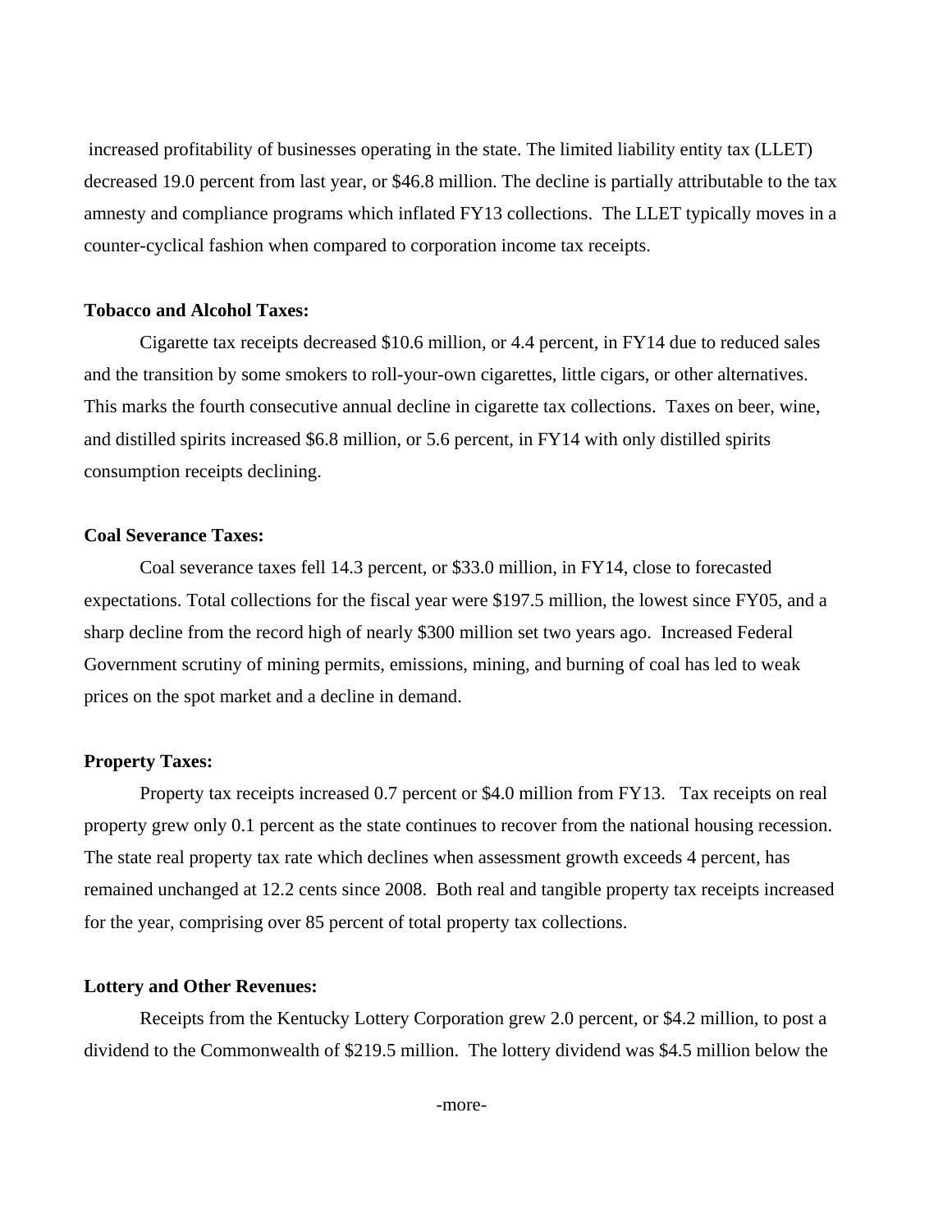increased profitability of businesses operating in the state. The limited liability entity tax (LLET) decreased 19.0 percent from last year, or $46.8 million. The decline is partially attributable to the tax amnesty and compliance programs which inflated FY13 collections. The LLET typically moves in a counter-cyclical fashion when compared to corporation income tax receipts.

**Tobacco and Alcohol Taxes:**

Cigarette tax receipts decreased $10.6 million, or 4.4 percent, in FY14 due to reduced sales and the transition by some smokers to roll-your-own cigarettes, little cigars, or other alternatives. This marks the fourth consecutive annual decline in cigarette tax collections. Taxes on beer, wine, and distilled spirits increased $6.8 million, or 5.6 percent, in FY14 with only distilled spirits consumption receipts declining.

**Coal Severance Taxes:**

Coal severance taxes fell 14.3 percent, or $33.0 million, in FY14, close to forecasted expectations. Total collections for the fiscal year were $197.5 million, the lowest since FY05, and a sharp decline from the record high of nearly $300 million set two years ago. Increased Federal Government scrutiny of mining permits, emissions, mining, and burning of coal has led to weak prices on the spot market and a decline in demand.

**Property Taxes:**

Property tax receipts increased 0.7 percent or $4.0 million from FY13. Tax receipts on real property grew only 0.1 percent as the state continues to recover from the national housing recession. The state real property tax rate which declines when assessment growth exceeds 4 percent, has remained unchanged at 12.2 cents since 2008. Both real and tangible property tax receipts increased for the year, comprising over 85 percent of total property tax collections.

**Lottery and Other Revenues:**

Receipts from the Kentucky Lottery Corporation grew 2.0 percent, or $4.2 million, to post a dividend to the Commonwealth of $219.5 million. The lottery dividend was $4.5 million below the

-more-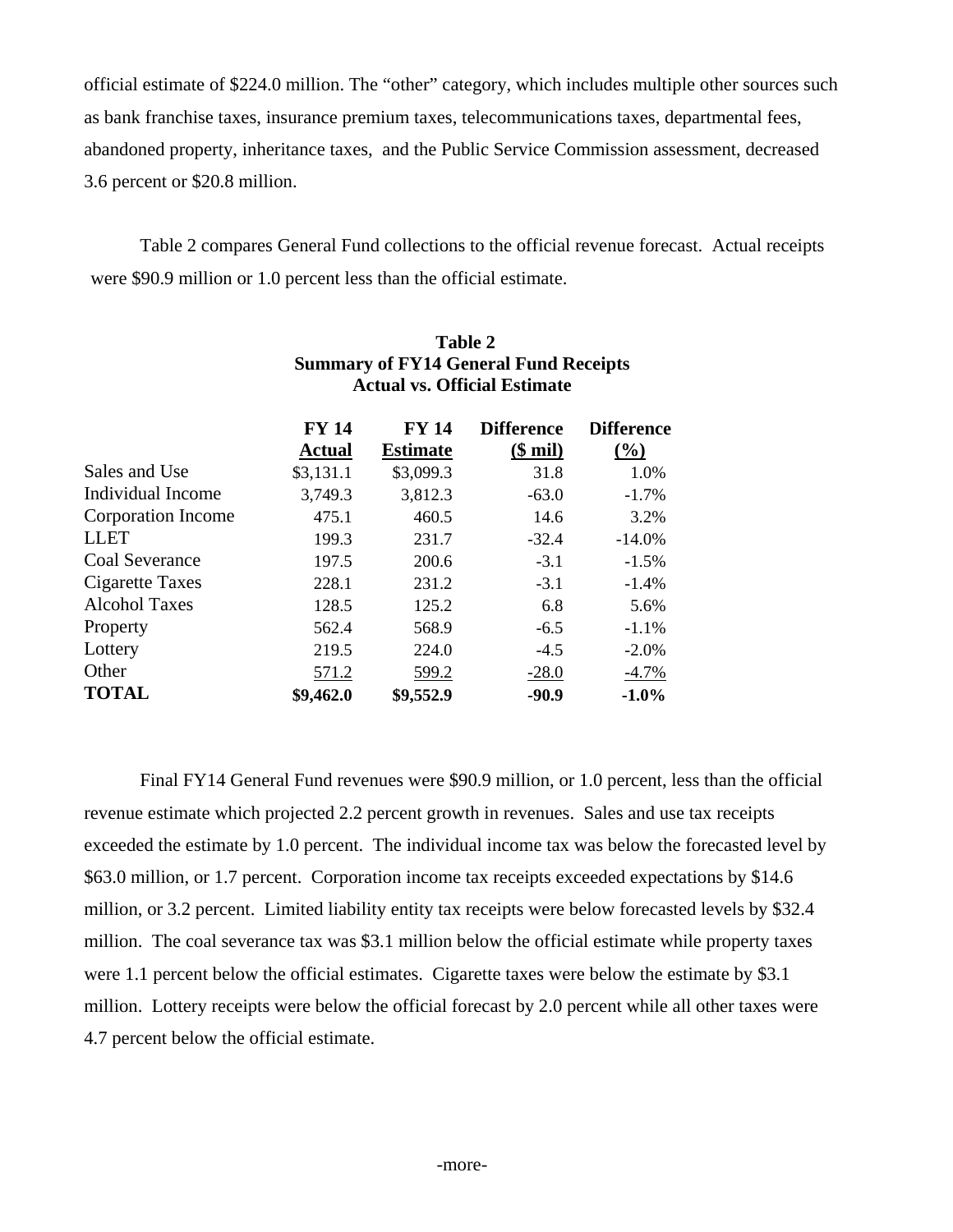official estimate of $224.0 million. The “other” category, which includes multiple other sources such as bank franchise taxes, insurance premium taxes, telecommunications taxes, departmental fees, abandoned property, inheritance taxes, and the Public Service Commission assessment, decreased 3.6 percent or $20.8 million.

Table 2 compares General Fund collections to the official revenue forecast. Actual receipts were $90.9 million or 1.0 percent less than the official estimate.

**Table 2**
**Summary of FY14 General Fund Receipts**
**Actual vs. Official Estimate**

| | FY 14 Actual | FY 14 Estimate | Difference ($ mil) | Difference (%) |
|---|---|---|---|---|
| Sales and Use | $3,131.1 | $3,099.3 | 31.8 | 1.0% |
| Individual Income | 3,749.3 | 3,812.3 | -63.0 | -1.7% |
| Corporation Income | 475.1 | 460.5 | 14.6 | 3.2% |
| LLET | 199.3 | 231.7 | -32.4 | -14.0% |
| Coal Severance | 197.5 | 200.6 | -3.1 | -1.5% |
| Cigarette Taxes | 228.1 | 231.2 | -3.1 | -1.4% |
| Alcohol Taxes | 128.5 | 125.2 | 6.8 | 5.6% |
| Property | 562.4 | 568.9 | -6.5 | -1.1% |
| Lottery | 219.5 | 224.0 | -4.5 | -2.0% |
| Other | 571.2 | 599.2 | -28.0 | -4.7% |
| **TOTAL** | **$9,462.0** | **$9,552.9** | **-90.9** | **-1.0%** |

Final FY14 General Fund revenues were $90.9 million, or 1.0 percent, less than the official revenue estimate which projected 2.2 percent growth in revenues. Sales and use tax receipts exceeded the estimate by 1.0 percent. The individual income tax was below the forecasted level by $63.0 million, or 1.7 percent. Corporation income tax receipts exceeded expectations by $14.6 million, or 3.2 percent. Limited liability entity tax receipts were below forecasted levels by $32.4 million. The coal severance tax was $3.1 million below the official estimate while property taxes were 1.1 percent below the official estimates. Cigarette taxes were below the estimate by $3.1 million. Lottery receipts were below the official forecast by 2.0 percent while all other taxes were 4.7 percent below the official estimate.

-more-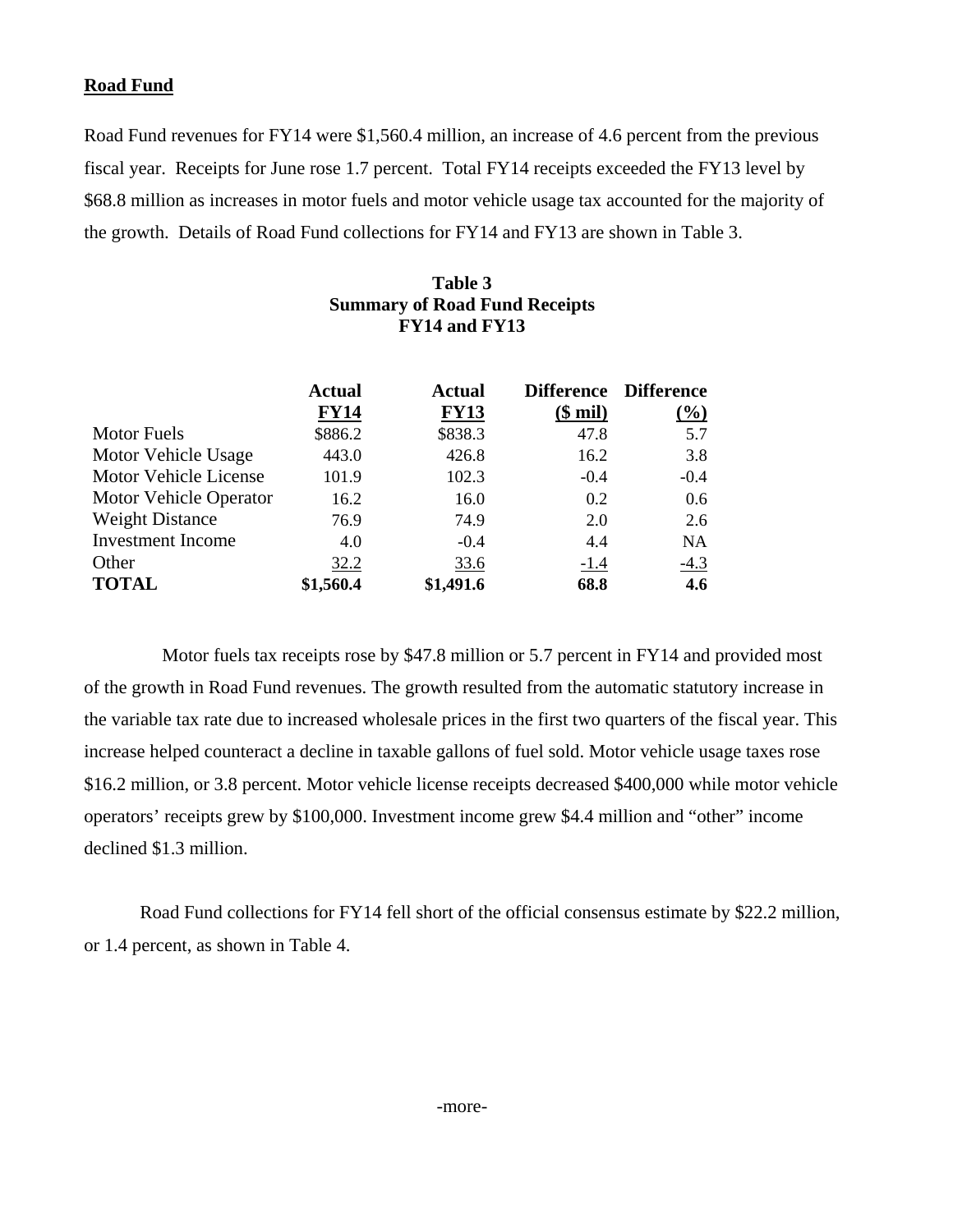## Road Fund

Road Fund revenues for FY14 were $1,560.4 million, an increase of 4.6 percent from the previous fiscal year. Receipts for June rose 1.7 percent. Total FY14 receipts exceeded the FY13 level by $68.8 million as increases in motor fuels and motor vehicle usage tax accounted for the majority of the growth. Details of Road Fund collections for FY14 and FY13 are shown in Table 3.

**Table 3**
**Summary of Road Fund Receipts**
**FY14 and FY13**

| | Actual FY14 | Actual FY13 | Difference ($ mil) | Difference (%) |
|---|---|---|---|---|
| Motor Fuels | $886.2 | $838.3 | 47.8 | 5.7 |
| Motor Vehicle Usage | 443.0 | 426.8 | 16.2 | 3.8 |
| Motor Vehicle License | 101.9 | 102.3 | -0.4 | -0.4 |
| Motor Vehicle Operator | 16.2 | 16.0 | 0.2 | 0.6 |
| Weight Distance | 76.9 | 74.9 | 2.0 | 2.6 |
| Investment Income | 4.0 | -0.4 | 4.4 | NA |
| Other | 32.2 | 33.6 | -1.4 | -4.3 |
| **TOTAL** | **$1,560.4** | **$1,491.6** | **68.8** | **4.6** |

Motor fuels tax receipts rose by $47.8 million or 5.7 percent in FY14 and provided most of the growth in Road Fund revenues. The growth resulted from the automatic statutory increase in the variable tax rate due to increased wholesale prices in the first two quarters of the fiscal year. This increase helped counteract a decline in taxable gallons of fuel sold. Motor vehicle usage taxes rose $16.2 million, or 3.8 percent. Motor vehicle license receipts decreased $400,000 while motor vehicle operators' receipts grew by $100,000. Investment income grew $4.4 million and "other" income declined $1.3 million.

Road Fund collections for FY14 fell short of the official consensus estimate by $22.2 million, or 1.4 percent, as shown in Table 4.

-more-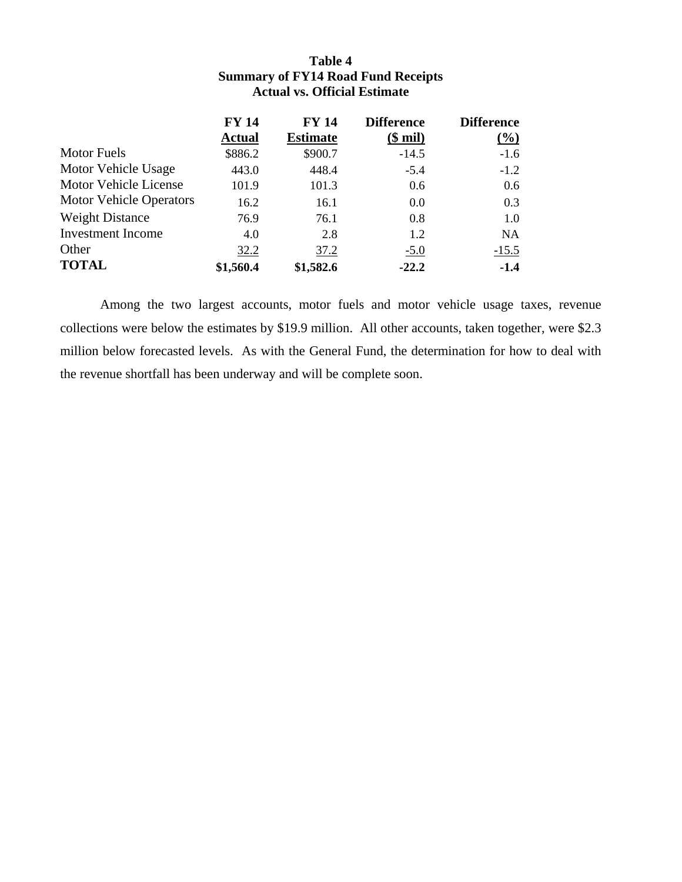**Table 4**
**Summary of FY14 Road Fund Receipts**
**Actual vs. Official Estimate**

| | FY 14 Actual | FY 14 Estimate | Difference ($ mil) | Difference (%) |
|---|---|---|---|---|
| Motor Fuels | $886.2 | $900.7 | -14.5 | -1.6 |
| Motor Vehicle Usage | 443.0 | 448.4 | -5.4 | -1.2 |
| Motor Vehicle License | 101.9 | 101.3 | 0.6 | 0.6 |
| Motor Vehicle Operators | 16.2 | 16.1 | 0.0 | 0.3 |
| Weight Distance | 76.9 | 76.1 | 0.8 | 1.0 |
| Investment Income | 4.0 | 2.8 | 1.2 | NA |
| Other | 32.2 | 37.2 | -5.0 | -15.5 |
| **TOTAL** | **$1,560.4** | **$1,582.6** | **-22.2** | **-1.4** |

Among the two largest accounts, motor fuels and motor vehicle usage taxes, revenue collections were below the estimates by $19.9 million. All other accounts, taken together, were $2.3 million below forecasted levels. As with the General Fund, the determination for how to deal with the revenue shortfall has been underway and will be complete soon.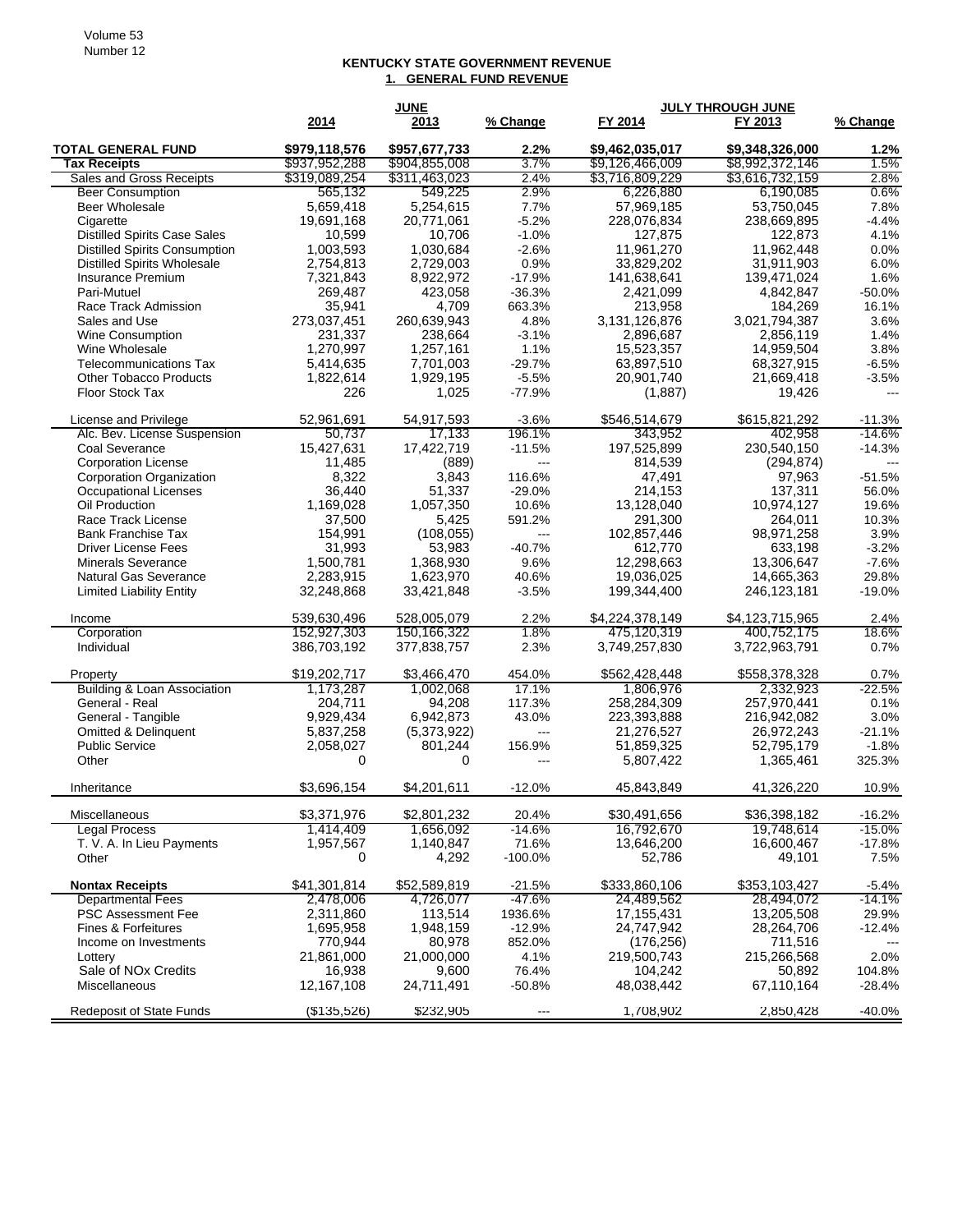## KENTUCKY STATE GOVERNMENT REVENUE

### 1. GENERAL FUND REVENUE

| | JUNE | | | JULY THROUGH JUNE | | |
|---|---|---|---|---|---|---|
| | **2014** | **2013** | **% Change** | **FY 2014** | **FY 2013** | **% Change** |
| **TOTAL GENERAL FUND** | **$979,118,576** | **$957,677,733** | **2.2%** | **$9,462,035,017** | **$9,348,326,000** | **1.2%** |
| **Tax Receipts** | $937,952,288 | $904,855,008 | 3.7% | $9,126,466,009 | $8,992,372,146 | 1.5% |
| Sales and Gross Receipts | $319,089,254 | $311,463,023 | 2.4% | $3,716,809,229 | $3,616,732,159 | 2.8% |
| Beer Consumption | 565,132 | 549,225 | 2.9% | 6,226,880 | 6,190,085 | 0.6% |
| Beer Wholesale | 5,659,418 | 5,254,615 | 7.7% | 57,969,185 | 53,750,045 | 7.8% |
| Cigarette | 19,691,168 | 20,771,061 | -5.2% | 228,076,834 | 238,669,895 | -4.4% |
| Distilled Spirits Case Sales | 10,599 | 10,706 | -1.0% | 127,875 | 122,873 | 4.1% |
| Distilled Spirits Consumption | 1,003,593 | 1,030,684 | -2.6% | 11,961,270 | 11,962,448 | 0.0% |
| Distilled Spirits Wholesale | 2,754,813 | 2,729,003 | 0.9% | 33,829,202 | 31,911,903 | 6.0% |
| Insurance Premium | 7,321,843 | 8,922,972 | -17.9% | 141,638,641 | 139,471,024 | 1.6% |
| Pari-Mutuel | 269,487 | 423,058 | -36.3% | 2,421,099 | 4,842,847 | -50.0% |
| Race Track Admission | 35,941 | 4,709 | 663.3% | 213,958 | 184,269 | 16.1% |
| Sales and Use | 273,037,451 | 260,639,943 | 4.8% | 3,131,126,876 | 3,021,794,387 | 3.6% |
| Wine Consumption | 231,337 | 238,664 | -3.1% | 2,896,687 | 2,856,119 | 1.4% |
| Wine Wholesale | 1,270,997 | 1,257,161 | 1.1% | 15,523,357 | 14,959,504 | 3.8% |
| Telecommunications Tax | 5,414,635 | 7,701,003 | -29.7% | 63,897,510 | 68,327,915 | -6.5% |
| Other Tobacco Products | 1,822,614 | 1,929,195 | -5.5% | 20,901,740 | 21,669,418 | -3.5% |
| Floor Stock Tax | 226 | 1,025 | -77.9% | (1,887) | 19,426 | --- |
| License and Privilege | 52,961,691 | 54,917,593 | -3.6% | $546,514,679 | $615,821,292 | -11.3% |
| Alc. Bev. License Suspension | 50,737 | 17,133 | 196.1% | 343,952 | 402,958 | -14.6% |
| Coal Severance | 15,427,631 | 17,422,719 | -11.5% | 197,525,899 | 230,540,150 | -14.3% |
| Corporation License | 11,485 | (889) | --- | 814,539 | (294,874) | --- |
| Corporation Organization | 8,322 | 3,843 | 116.6% | 47,491 | 97,963 | -51.5% |
| Occupational Licenses | 36,440 | 51,337 | -29.0% | 214,153 | 137,311 | 56.0% |
| Oil Production | 1,169,028 | 1,057,350 | 10.6% | 13,128,040 | 10,974,127 | 19.6% |
| Race Track License | 37,500 | 5,425 | 591.2% | 291,300 | 264,011 | 10.3% |
| Bank Franchise Tax | 154,991 | (108,055) | --- | 102,857,446 | 98,971,258 | 3.9% |
| Driver License Fees | 31,993 | 53,983 | -40.7% | 612,770 | 633,198 | -3.2% |
| Minerals Severance | 1,500,781 | 1,368,930 | 9.6% | 12,298,663 | 13,306,647 | -7.6% |
| Natural Gas Severance | 2,283,915 | 1,623,970 | 40.6% | 19,036,025 | 14,665,363 | 29.8% |
| Limited Liability Entity | 32,248,868 | 33,421,848 | -3.5% | 199,344,400 | 246,123,181 | -19.0% |
| Income | 539,630,496 | 528,005,079 | 2.2% | $4,224,378,149 | $4,123,715,965 | 2.4% |
| Corporation | 152,927,303 | 150,166,322 | 1.8% | 475,120,319 | 400,752,175 | 18.6% |
| Individual | 386,703,192 | 377,838,757 | 2.3% | 3,749,257,830 | 3,722,963,791 | 0.7% |
| Property | $19,202,717 | $3,466,470 | 454.0% | $562,428,448 | $558,378,328 | 0.7% |
| Building & Loan Association | 1,173,287 | 1,002,068 | 17.1% | 1,806,976 | 2,332,923 | -22.5% |
| General - Real | 204,711 | 94,208 | 117.3% | 258,284,309 | 257,970,441 | 0.1% |
| General - Tangible | 9,929,434 | 6,942,873 | 43.0% | 223,393,888 | 216,942,082 | 3.0% |
| Omitted & Delinquent | 5,837,258 | (5,373,922) | --- | 21,276,527 | 26,972,243 | -21.1% |
| Public Service | 2,058,027 | 801,244 | 156.9% | 51,859,325 | 52,795,179 | -1.8% |
| Other | 0 | 0 | --- | 5,807,422 | 1,365,461 | 325.3% |
| Inheritance | $3,696,154 | $4,201,611 | -12.0% | 45,843,849 | 41,326,220 | 10.9% |
| Miscellaneous | $3,371,976 | $2,801,232 | 20.4% | $30,491,656 | $36,398,182 | -16.2% |
| Legal Process | 1,414,409 | 1,656,092 | -14.6% | 16,792,670 | 19,748,614 | -15.0% |
| T. V. A. In Lieu Payments | 1,957,567 | 1,140,847 | 71.6% | 13,646,200 | 16,600,467 | -17.8% |
| Other | 0 | 4,292 | -100.0% | 52,786 | 49,101 | 7.5% |
| **Nontax Receipts** | $41,301,814 | $52,589,819 | -21.5% | $333,860,106 | $353,103,427 | -5.4% |
| Departmental Fees | 2,478,006 | 4,726,077 | -47.6% | 24,489,562 | 28,494,072 | -14.1% |
| PSC Assessment Fee | 2,311,860 | 113,514 | 1936.6% | 17,155,431 | 13,205,508 | 29.9% |
| Fines & Forfeitures | 1,695,958 | 1,948,159 | -12.9% | 24,747,942 | 28,264,706 | -12.4% |
| Income on Investments | 770,944 | 80,978 | 852.0% | (176,256) | 711,516 | --- |
| Lottery | 21,861,000 | 21,000,000 | 4.1% | 219,500,743 | 215,266,568 | 2.0% |
| Sale of NOx Credits | 16,938 | 9,600 | 76.4% | 104,242 | 50,892 | 104.8% |
| Miscellaneous | 12,167,108 | 24,711,491 | -50.8% | 48,038,442 | 67,110,164 | -28.4% |
| Redeposit of State Funds | ($135,526) | $232,905 | --- | 1,708,902 | 2,850,428 | -40.0% |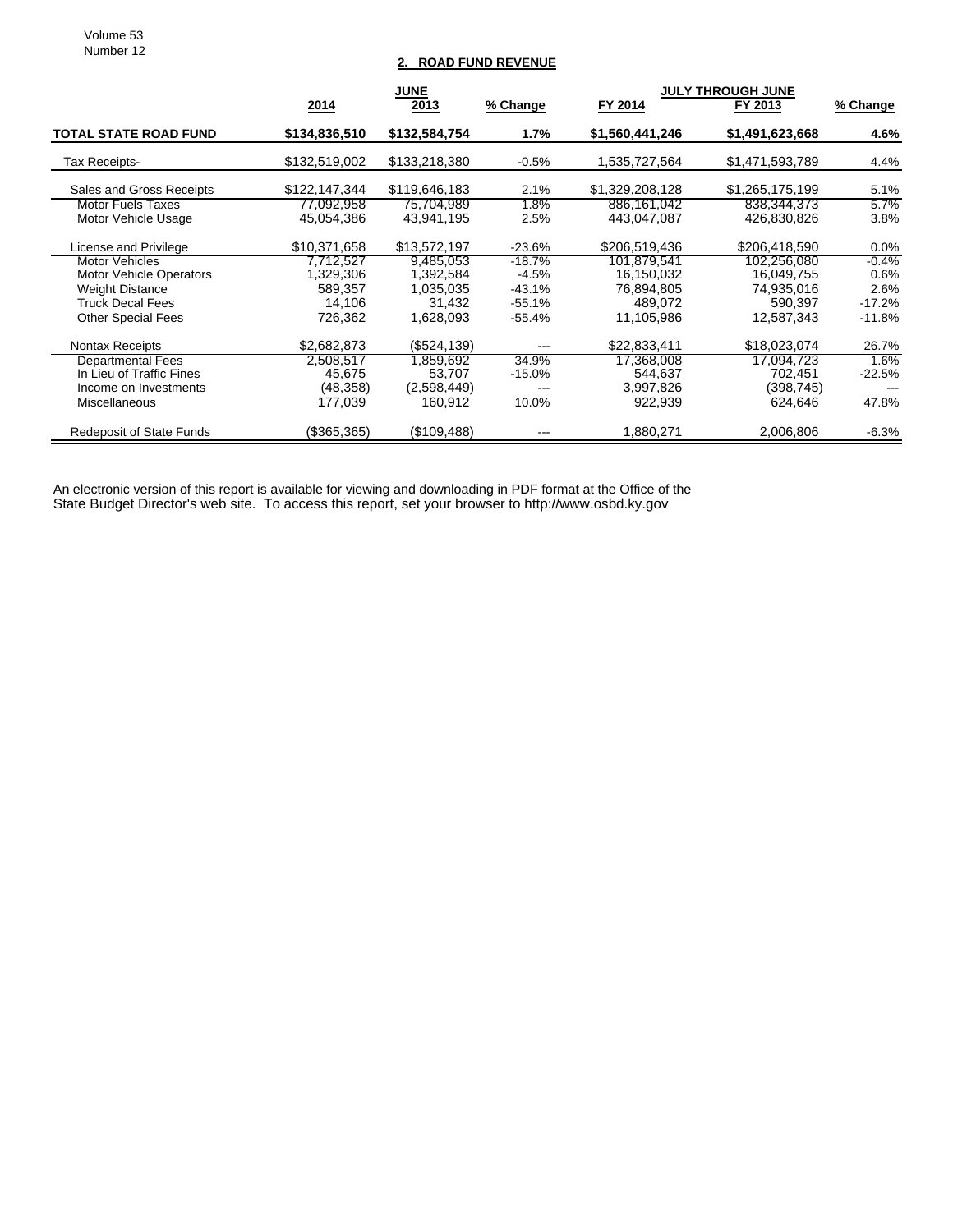## 2. ROAD FUND REVENUE

| | JUNE | | | JULY THROUGH JUNE | | |
|---|---|---|---|---|---|---|
| | 2014 | 2013 | % Change | FY 2014 | FY 2013 | % Change |
| **TOTAL STATE ROAD FUND** | **$134,836,510** | **$132,584,754** | **1.7%** | **$1,560,441,246** | **$1,491,623,668** | **4.6%** |
| Tax Receipts- | $132,519,002 | $133,218,380 | -0.5% | 1,535,727,564 | $1,471,593,789 | 4.4% |
| Sales and Gross Receipts | $122,147,344 | $119,646,183 | 2.1% | $1,329,208,128 | $1,265,175,199 | 5.1% |
| Motor Fuels Taxes | 77,092,958 | 75,704,989 | 1.8% | 886,161,042 | 838,344,373 | 5.7% |
| Motor Vehicle Usage | 45,054,386 | 43,941,195 | 2.5% | 443,047,087 | 426,830,826 | 3.8% |
| License and Privilege | $10,371,658 | $13,572,197 | -23.6% | $206,519,436 | $206,418,590 | 0.0% |
| Motor Vehicles | 7,712,527 | 9,485,053 | -18.7% | 101,879,541 | 102,256,080 | -0.4% |
| Motor Vehicle Operators | 1,329,306 | 1,392,584 | -4.5% | 16,150,032 | 16,049,755 | 0.6% |
| Weight Distance | 589,357 | 1,035,035 | -43.1% | 76,894,805 | 74,935,016 | 2.6% |
| Truck Decal Fees | 14,106 | 31,432 | -55.1% | 489,072 | 590,397 | -17.2% |
| Other Special Fees | 726,362 | 1,628,093 | -55.4% | 11,105,986 | 12,587,343 | -11.8% |
| Nontax Receipts | $2,682,873 | ($524,139) | --- | $22,833,411 | $18,023,074 | 26.7% |
| Departmental Fees | 2,508,517 | 1,859,692 | 34.9% | 17,368,008 | 17,094,723 | 1.6% |
| In Lieu of Traffic Fines | 45,675 | 53,707 | -15.0% | 544,637 | 702,451 | -22.5% |
| Income on Investments | (48,358) | (2,598,449) | --- | 3,997,826 | (398,745) | --- |
| Miscellaneous | 177,039 | 160,912 | 10.0% | 922,939 | 624,646 | 47.8% |
| Redeposit of State Funds | ($365,365) | ($109,488) | --- | 1,880,271 | 2,006,806 | -6.3% |

An electronic version of this report is available for viewing and downloading in PDF format at the Office of the State Budget Director's web site. To access this report, set your browser to http://www.osbd.ky.gov.